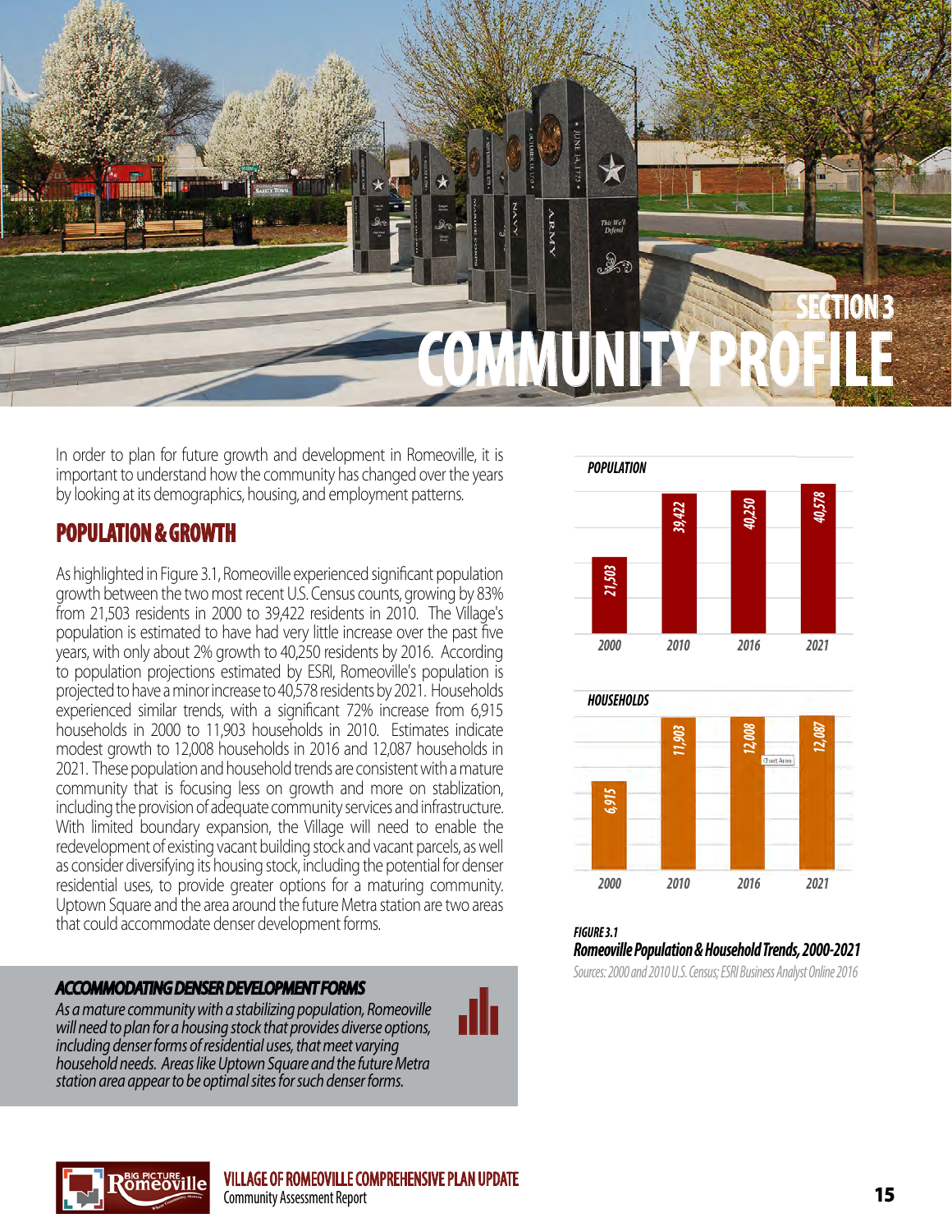# SECTION 3 COMMUNITY PROFILE

In order to plan for future growth and development in Romeoville, it is important to understand how the community has changed over the years by looking at its demographics, housing, and employment patterns.

## POPULATION & GROWTH

As highlighted in Figure 3.1, Romeoville experienced significant population growth between the two most recent U.S. Census counts, growing by 83% from 21,503 residents in 2000 to 39,422 residents in 2010. The Village's population is estimated to have had very little increase over the past five years, with only about 2% growth to 40,250 residents by 2016. According to population projections estimated by ESRI, Romeoville's population is projected to have a minor increase to 40,578 residents by 2021. Households experienced similar trends, with a significant 72% increase from 6,915 households in 2000 to 11,903 households in 2010. Estimates indicate modest growth to 12,008 households in 2016 and 12,087 households in 2021. These population and household trends are consistent with a mature community that is focusing less on growth and more on stablization, including the provision of adequate community services and infrastructure. With limited boundary expansion, the Village will need to enable the redevelopment of existing vacant building stock and vacant parcels, as well as consider diversifying its housing stock, including the potential for denser residential uses, to provide greater options for a maturing community. Uptown Square and the area around the future Metra station are two areas that could accommodate denser development forms.

### *ACCOMMODATING DENSER DEVELOPMENT FORMS*

*As a mature community with a stabilizing population, Romeoville will need to plan for a housing stock that provides diverse options, including denser forms of residential uses, that meet varying household needs. Areas like Uptown Square and the future Metra station area appear to be optimal sites for such denser forms.*

**POPULATION**

| Year | Population |
|---|---|
| 2000 | 21,503 |
| 2010 | 39,422 |
| 2016 | 40,250 |
| 2021 | 40,578 |

**HOUSEHOLDS**

| Year | Households |
|---|---|
| 2000 | 6,915 |
| 2010 | 11,903 |
| 2016 | 12,008 |
| 2021 | 12,087 |

*FIGURE 3.1*
***Romeoville Population & Household Trends, 2000-2021***
*Sources: 2000 and 2010 U.S. Census; ESRI Business Analyst Online 2016*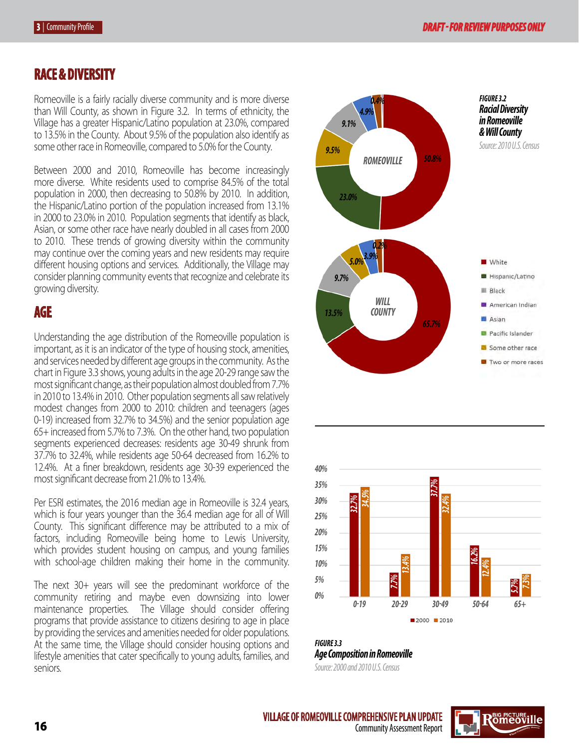## RACE & DIVERSITY

Romeoville is a fairly racially diverse community and is more diverse than Will County, as shown in Figure 3.2. In terms of ethnicity, the Village has a greater Hispanic/Latino population at 23.0%, compared to 13.5% in the County. About 9.5% of the population also identify as some other race in Romeoville, compared to 5.0% for the County.

Between 2000 and 2010, Romeoville has become increasingly more diverse. White residents used to comprise 84.5% of the total population in 2000, then decreasing to 50.8% by 2010. In addition, the Hispanic/Latino portion of the population increased from 13.1% in 2000 to 23.0% in 2010. Population segments that identify as black, Asian, or some other race have nearly doubled in all cases from 2000 to 2010. These trends of growing diversity within the community may continue over the coming years and new residents may require different housing options and services. Additionally, the Village may consider planning community events that recognize and celebrate its growing diversity.

## AGE

Understanding the age distribution of the Romeoville population is important, as it is an indicator of the type of housing stock, amenities, and services needed by different age groups in the community. As the chart in Figure 3.3 shows, young adults in the age 20-29 range saw the most significant change, as their population almost doubled from 7.7% in 2010 to 13.4% in 2010. Other population segments all saw relatively modest changes from 2000 to 2010: children and teenagers (ages 0-19) increased from 32.7% to 34.5%) and the senior population age 65+ increased from 5.7% to 7.3%. On the other hand, two population segments experienced decreases: residents age 30-49 shrunk from 37.7% to 32.4%, while residents age 50-64 decreased from 16.2% to 12.4%. At a finer breakdown, residents age 30-39 experienced the most significant decrease from 21.0% to 13.4%.

Per ESRI estimates, the 2016 median age in Romeoville is 32.4 years, which is four years younger than the 36.4 median age for all of Will County. This significant difference may be attributed to a mix of factors, including Romeoville being home to Lewis University, which provides student housing on campus, and young families with school-age children making their home in the community.

The next 30+ years will see the predominant workforce of the community retiring and maybe even downsizing into lower maintenance properties. The Village should consider offering programs that provide assistance to citizens desiring to age in place by providing the services and amenities needed for older populations. At the same time, the Village should consider housing options and lifestyle amenities that cater specifically to young adults, families, and seniors.

| Race/Ethnicity | Romeoville | Will County |
|---|---|---|
| White | 50.8% | 65.7% |
| Hispanic/Latino | 23.0% | 13.5% |
| Black | 9.1% | 9.7% |
| Some other race | 9.5% | 5.0% |
| Asian | 4.9% | 3.9% |
| Two or more races | 0.4% | 0.2% |

**FIGURE 3.2**
***Racial Diversity in Romeoville & Will County***
*Source: 2010 U.S. Census*

| Age | 2000 | 2010 |
|---|---|---|
| 0-19 | 32.7% | 34.5% |
| 20-29 | 7.7% | 13.4% |
| 30-49 | 37.7% | 32.4% |
| 50-64 | 16.2% | 12.4% |
| 65+ | 5.7% | 7.3% |

**FIGURE 3.3**
***Age Composition in Romeoville***
*Source: 2000 and 2010 U.S. Census*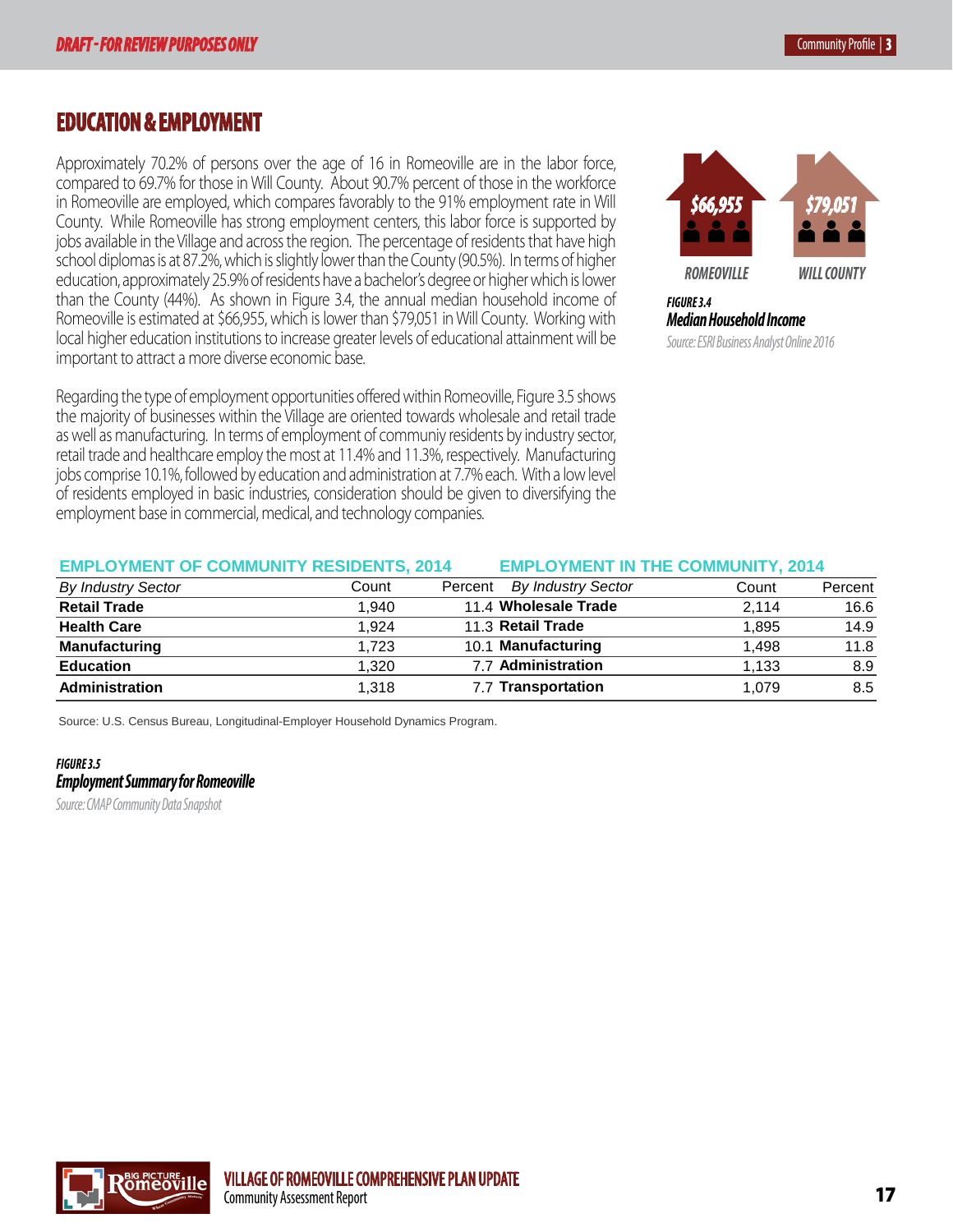## EDUCATION & EMPLOYMENT

Approximately 70.2% of persons over the age of 16 in Romeoville are in the labor force, compared to 69.7% for those in Will County. About 90.7% percent of those in the workforce in Romeoville are employed, which compares favorably to the 91% employment rate in Will County. While Romeoville has strong employment centers, this labor force is supported by jobs available in the Village and across the region. The percentage of residents that have high school diplomas is at 87.2%, which is slightly lower than the County (90.5%). In terms of higher education, approximately 25.9% of residents have a bachelor's degree or higher which is lower than the County (44%). As shown in Figure 3.4, the annual median household income of Romeoville is estimated at $66,955, which is lower than $79,051 in Will County. Working with local higher education institutions to increase greater levels of educational attainment will be important to attract a more diverse economic base.

$66,955 ROMEOVILLE

$79,051 WILL COUNTY

*FIGURE 3.4*
***Median Household Income***
*Source: ESRI Business Analyst Online 2016*

Regarding the type of employment opportunities offered within Romeoville, Figure 3.5 shows the majority of businesses within the Village are oriented towards wholesale and retail trade as well as manufacturing. In terms of employment of communiy residents by industry sector, retail trade and healthcare employ the most at 11.4% and 11.3%, respectively. Manufacturing jobs comprise 10.1%, followed by education and administration at 7.7% each. With a low level of residents employed in basic industries, consideration should be given to diversifying the employment base in commercial, medical, and technology companies.

| EMPLOYMENT OF COMMUNITY RESIDENTS, 2014 | | | EMPLOYMENT IN THE COMMUNITY, 2014 | | |
|---|---|---|---|---|---|
| *By Industry Sector* | Count | Percent | *By Industry Sector* | Count | Percent |
| **Retail Trade** | 1,940 | 11.4 | **Wholesale Trade** | 2,114 | 16.6 |
| **Health Care** | 1,924 | 11.3 | **Retail Trade** | 1,895 | 14.9 |
| **Manufacturing** | 1,723 | 10.1 | **Manufacturing** | 1,498 | 11.8 |
| **Education** | 1,320 | 7.7 | **Administration** | 1,133 | 8.9 |
| **Administration** | 1,318 | 7.7 | **Transportation** | 1,079 | 8.5 |

Source: U.S. Census Bureau, Longitudinal-Employer Household Dynamics Program.

*FIGURE 3.5*
***Employment Summary for Romeoville***
*Source: CMAP Community Data Snapshot*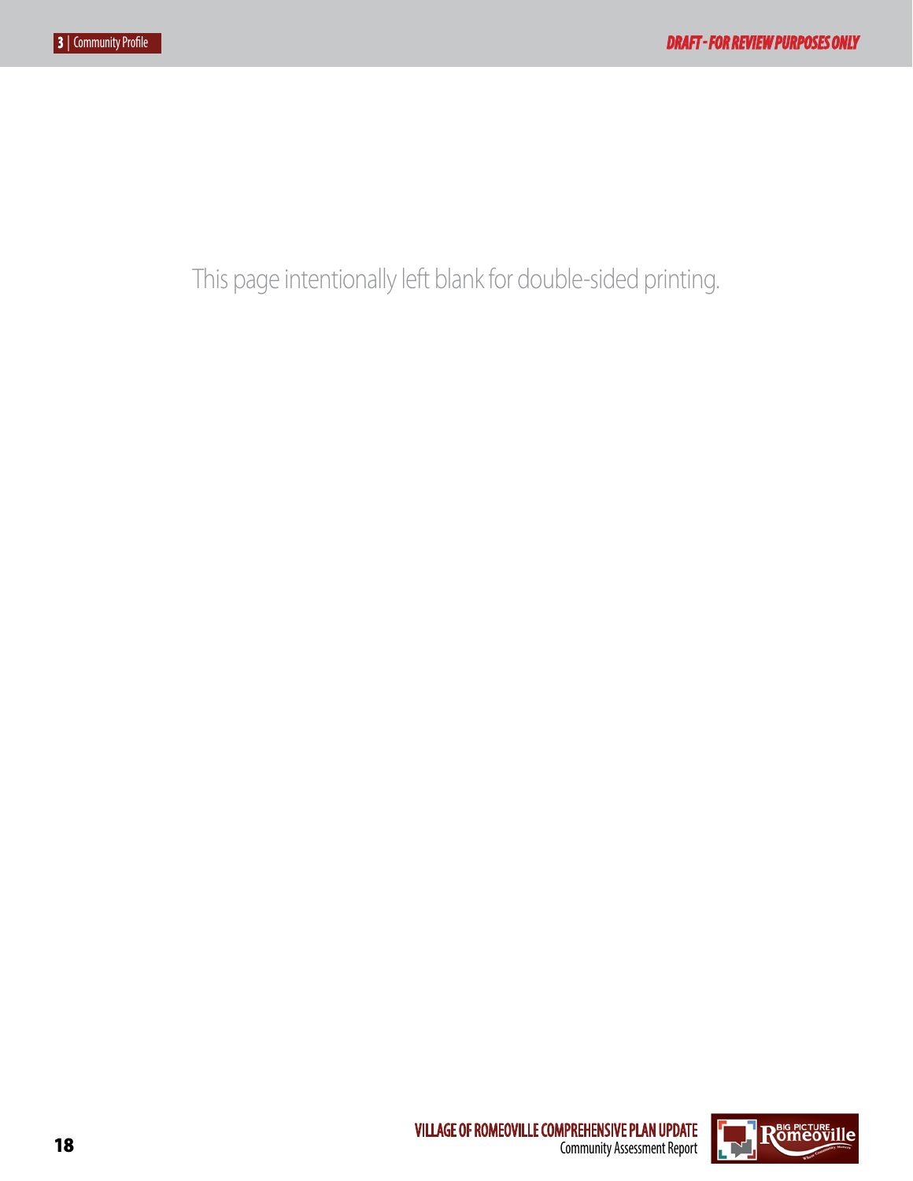This page intentionally left blank for double-sided printing.